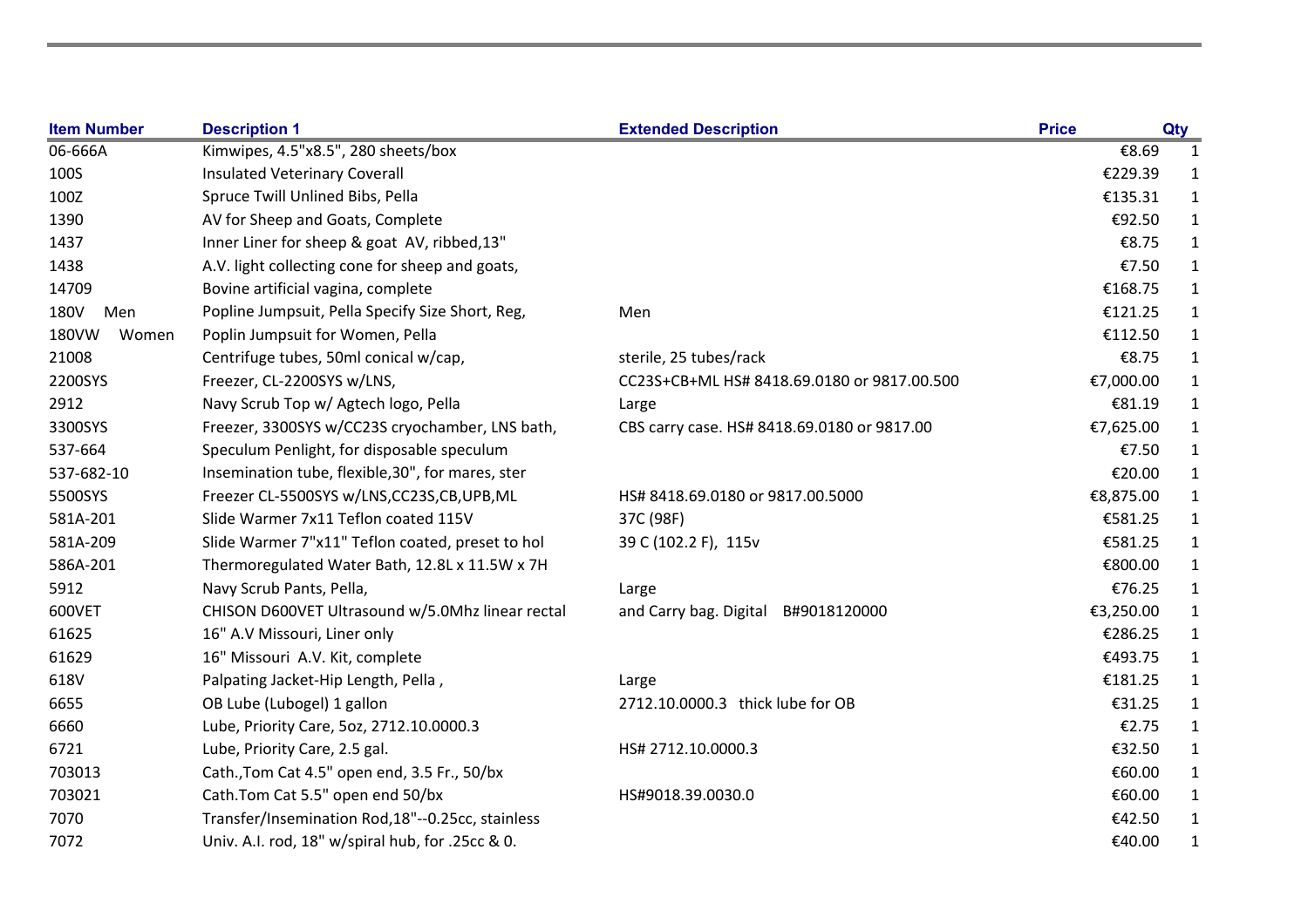| Item Number | Description 1 | Extended Description | Price | Qty |
|---|---|---|---|---|
| 06-666A | Kimwipes, 4.5"x8.5", 280 sheets/box | | €8.69 | 1 |
| 100S | Insulated Veterinary Coverall | | €229.39 | 1 |
| 100Z | Spruce Twill Unlined Bibs, Pella | | €135.31 | 1 |
| 1390 | AV for Sheep and Goats, Complete | | €92.50 | 1 |
| 1437 | Inner Liner for sheep & goat AV, ribbed,13" | | €8.75 | 1 |
| 1438 | A.V. light collecting cone for sheep and goats, | | €7.50 | 1 |
| 14709 | Bovine artificial vagina, complete | | €168.75 | 1 |
| 180V Men | Popline Jumpsuit, Pella Specify Size Short, Reg, | Men | €121.25 | 1 |
| 180VW Women | Poplin Jumpsuit for Women, Pella | | €112.50 | 1 |
| 21008 | Centrifuge tubes, 50ml conical w/cap, | sterile, 25 tubes/rack | €8.75 | 1 |
| 2200SYS | Freezer, CL-2200SYS w/LNS, | CC23S+CB+ML HS# 8418.69.0180 or 9817.00.500 | €7,000.00 | 1 |
| 2912 | Navy Scrub Top w/ Agtech logo, Pella | Large | €81.19 | 1 |
| 3300SYS | Freezer, 3300SYS w/CC23S cryochamber, LNS bath, | CBS carry case. HS# 8418.69.0180 or 9817.00 | €7,625.00 | 1 |
| 537-664 | Speculum Penlight, for disposable speculum | | €7.50 | 1 |
| 537-682-10 | Insemination tube, flexible,30", for mares, ster | | €20.00 | 1 |
| 5500SYS | Freezer CL-5500SYS w/LNS,CC23S,CB,UPB,ML | HS# 8418.69.0180 or 9817.00.5000 | €8,875.00 | 1 |
| 581A-201 | Slide Warmer 7x11 Teflon coated 115V | 37C (98F) | €581.25 | 1 |
| 581A-209 | Slide Warmer 7"x11" Teflon coated, preset to hol | 39 C (102.2 F), 115v | €581.25 | 1 |
| 586A-201 | Thermoregulated Water Bath, 12.8L x 11.5W x 7H | | €800.00 | 1 |
| 5912 | Navy Scrub Pants, Pella, | Large | €76.25 | 1 |
| 600VET | CHISON D600VET Ultrasound w/5.0Mhz linear rectal | and Carry bag. Digital B#9018120000 | €3,250.00 | 1 |
| 61625 | 16" A.V Missouri, Liner only | | €286.25 | 1 |
| 61629 | 16" Missouri A.V. Kit, complete | | €493.75 | 1 |
| 618V | Palpating Jacket-Hip Length, Pella , | Large | €181.25 | 1 |
| 6655 | OB Lube (Lubogel) 1 gallon | 2712.10.0000.3 thick lube for OB | €31.25 | 1 |
| 6660 | Lube, Priority Care, 5oz, 2712.10.0000.3 | | €2.75 | 1 |
| 6721 | Lube, Priority Care, 2.5 gal. | HS# 2712.10.0000.3 | €32.50 | 1 |
| 703013 | Cath.,Tom Cat 4.5" open end, 3.5 Fr., 50/bx | | €60.00 | 1 |
| 703021 | Cath.Tom Cat 5.5" open end 50/bx | HS#9018.39.0030.0 | €60.00 | 1 |
| 7070 | Transfer/Insemination Rod,18"--0.25cc, stainless | | €42.50 | 1 |
| 7072 | Univ. A.I. rod, 18" w/spiral hub, for .25cc & 0. | | €40.00 | 1 |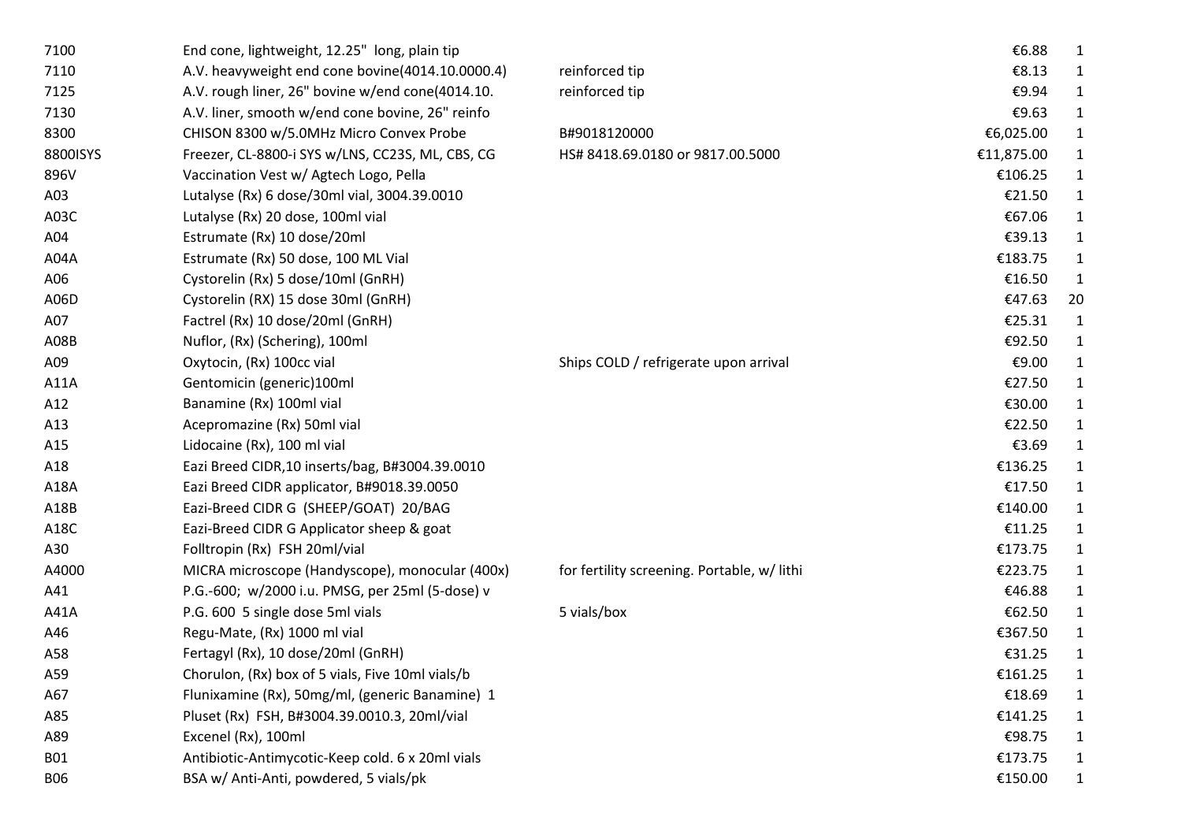| | | | | |
|---|---|---|---|---|
| 7100 | End cone, lightweight, 12.25" long, plain tip | | €6.88 | 1 |
| 7110 | A.V. heavyweight end cone bovine(4014.10.0000.4) | reinforced tip | €8.13 | 1 |
| 7125 | A.V. rough liner, 26" bovine w/end cone(4014.10. | reinforced tip | €9.94 | 1 |
| 7130 | A.V. liner, smooth w/end cone bovine, 26" reinfo | | €9.63 | 1 |
| 8300 | CHISON 8300 w/5.0MHz Micro Convex Probe | B#9018120000 | €6,025.00 | 1 |
| 8800ISYS | Freezer, CL-8800-i SYS w/LNS, CC23S, ML, CBS, CG | HS# 8418.69.0180 or 9817.00.5000 | €11,875.00 | 1 |
| 896V | Vaccination Vest w/ Agtech Logo, Pella | | €106.25 | 1 |
| A03 | Lutalyse (Rx) 6 dose/30ml vial, 3004.39.0010 | | €21.50 | 1 |
| A03C | Lutalyse (Rx) 20 dose, 100ml vial | | €67.06 | 1 |
| A04 | Estrumate (Rx) 10 dose/20ml | | €39.13 | 1 |
| A04A | Estrumate (Rx) 50 dose, 100 ML Vial | | €183.75 | 1 |
| A06 | Cystorelin (Rx) 5 dose/10ml (GnRH) | | €16.50 | 1 |
| A06D | Cystorelin (RX) 15 dose 30ml (GnRH) | | €47.63 | 20 |
| A07 | Factrel (Rx) 10 dose/20ml (GnRH) | | €25.31 | 1 |
| A08B | Nuflor, (Rx) (Schering), 100ml | | €92.50 | 1 |
| A09 | Oxytocin, (Rx) 100cc vial | Ships COLD / refrigerate upon arrival | €9.00 | 1 |
| A11A | Gentomicin (generic)100ml | | €27.50 | 1 |
| A12 | Banamine (Rx) 100ml vial | | €30.00 | 1 |
| A13 | Acepromazine (Rx) 50ml vial | | €22.50 | 1 |
| A15 | Lidocaine (Rx), 100 ml vial | | €3.69 | 1 |
| A18 | Eazi Breed CIDR,10 inserts/bag, B#3004.39.0010 | | €136.25 | 1 |
| A18A | Eazi Breed CIDR applicator, B#9018.39.0050 | | €17.50 | 1 |
| A18B | Eazi-Breed CIDR G (SHEEP/GOAT) 20/BAG | | €140.00 | 1 |
| A18C | Eazi-Breed CIDR G Applicator sheep & goat | | €11.25 | 1 |
| A30 | Folltropin (Rx) FSH 20ml/vial | | €173.75 | 1 |
| A4000 | MICRA microscope (Handyscope), monocular (400x) | for fertility screening. Portable, w/ lithi | €223.75 | 1 |
| A41 | P.G.-600; w/2000 i.u. PMSG, per 25ml (5-dose) v | | €46.88 | 1 |
| A41A | P.G. 600 5 single dose 5ml vials | 5 vials/box | €62.50 | 1 |
| A46 | Regu-Mate, (Rx) 1000 ml vial | | €367.50 | 1 |
| A58 | Fertagyl (Rx), 10 dose/20ml (GnRH) | | €31.25 | 1 |
| A59 | Chorulon, (Rx) box of 5 vials, Five 10ml vials/b | | €161.25 | 1 |
| A67 | Flunixamine (Rx), 50mg/ml, (generic Banamine) 1 | | €18.69 | 1 |
| A85 | Pluset (Rx) FSH, B#3004.39.0010.3, 20ml/vial | | €141.25 | 1 |
| A89 | Excenel (Rx), 100ml | | €98.75 | 1 |
| B01 | Antibiotic-Antimycotic-Keep cold. 6 x 20ml vials | | €173.75 | 1 |
| B06 | BSA w/ Anti-Anti, powdered, 5 vials/pk | | €150.00 | 1 |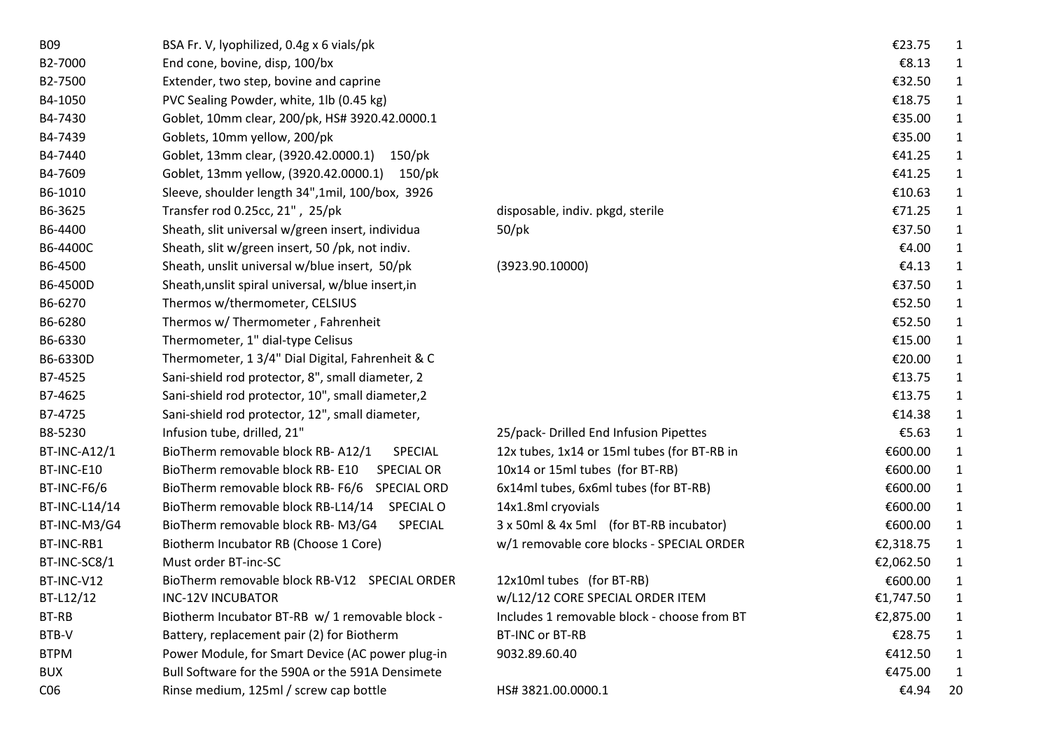| | | | | |
|---|---|---|---|---|
| B09 | BSA Fr. V, lyophilized, 0.4g x 6 vials/pk | | €23.75 | 1 |
| B2-7000 | End cone, bovine, disp, 100/bx | | €8.13 | 1 |
| B2-7500 | Extender, two step, bovine and caprine | | €32.50 | 1 |
| B4-1050 | PVC Sealing Powder, white, 1lb (0.45 kg) | | €18.75 | 1 |
| B4-7430 | Goblet, 10mm clear, 200/pk, HS# 3920.42.0000.1 | | €35.00 | 1 |
| B4-7439 | Goblets, 10mm yellow, 200/pk | | €35.00 | 1 |
| B4-7440 | Goblet, 13mm clear, (3920.42.0000.1) 150/pk | | €41.25 | 1 |
| B4-7609 | Goblet, 13mm yellow, (3920.42.0000.1) 150/pk | | €41.25 | 1 |
| B6-1010 | Sleeve, shoulder length 34",1mil, 100/box, 3926 | | €10.63 | 1 |
| B6-3625 | Transfer rod 0.25cc, 21" , 25/pk | disposable, indiv. pkgd, sterile | €71.25 | 1 |
| B6-4400 | Sheath, slit universal w/green insert, individua | 50/pk | €37.50 | 1 |
| B6-4400C | Sheath, slit w/green insert, 50 /pk, not indiv. | | €4.00 | 1 |
| B6-4500 | Sheath, unslit universal w/blue insert, 50/pk | (3923.90.10000) | €4.13 | 1 |
| B6-4500D | Sheath,unslit spiral universal, w/blue insert,in | | €37.50 | 1 |
| B6-6270 | Thermos w/thermometer, CELSIUS | | €52.50 | 1 |
| B6-6280 | Thermos w/ Thermometer , Fahrenheit | | €52.50 | 1 |
| B6-6330 | Thermometer, 1" dial-type Celisus | | €15.00 | 1 |
| B6-6330D | Thermometer, 1 3/4" Dial Digital, Fahrenheit & C | | €20.00 | 1 |
| B7-4525 | Sani-shield rod protector, 8", small diameter, 2 | | €13.75 | 1 |
| B7-4625 | Sani-shield rod protector, 10", small diameter,2 | | €13.75 | 1 |
| B7-4725 | Sani-shield rod protector, 12", small diameter, | | €14.38 | 1 |
| B8-5230 | Infusion tube, drilled, 21" | 25/pack- Drilled End Infusion Pipettes | €5.63 | 1 |
| BT-INC-A12/1 | BioTherm removable block RB- A12/1 SPECIAL | 12x tubes, 1x14 or 15ml tubes (for BT-RB in | €600.00 | 1 |
| BT-INC-E10 | BioTherm removable block RB- E10 SPECIAL OR | 10x14 or 15ml tubes (for BT-RB) | €600.00 | 1 |
| BT-INC-F6/6 | BioTherm removable block RB- F6/6 SPECIAL ORD | 6x14ml tubes, 6x6ml tubes (for BT-RB) | €600.00 | 1 |
| BT-INC-L14/14 | BioTherm removable block RB-L14/14 SPECIAL O | 14x1.8ml cryovials | €600.00 | 1 |
| BT-INC-M3/G4 | BioTherm removable block RB- M3/G4 SPECIAL | 3 x 50ml & 4x 5ml (for BT-RB incubator) | €600.00 | 1 |
| BT-INC-RB1 | Biotherm Incubator RB (Choose 1 Core) | w/1 removable core blocks - SPECIAL ORDER | €2,318.75 | 1 |
| BT-INC-SC8/1 | Must order BT-inc-SC | | €2,062.50 | 1 |
| BT-INC-V12 | BioTherm removable block RB-V12 SPECIAL ORDER | 12x10ml tubes (for BT-RB) | €600.00 | 1 |
| BT-L12/12 | INC-12V INCUBATOR | w/L12/12 CORE SPECIAL ORDER ITEM | €1,747.50 | 1 |
| BT-RB | Biotherm Incubator BT-RB w/ 1 removable block - | Includes 1 removable block - choose from BT | €2,875.00 | 1 |
| BTB-V | Battery, replacement pair (2) for Biotherm | BT-INC or BT-RB | €28.75 | 1 |
| BTPM | Power Module, for Smart Device (AC power plug-in | 9032.89.60.40 | €412.50 | 1 |
| BUX | Bull Software for the 590A or the 591A Densimete | | €475.00 | 1 |
| C06 | Rinse medium, 125ml / screw cap bottle | HS# 3821.00.0000.1 | €4.94 | 20 |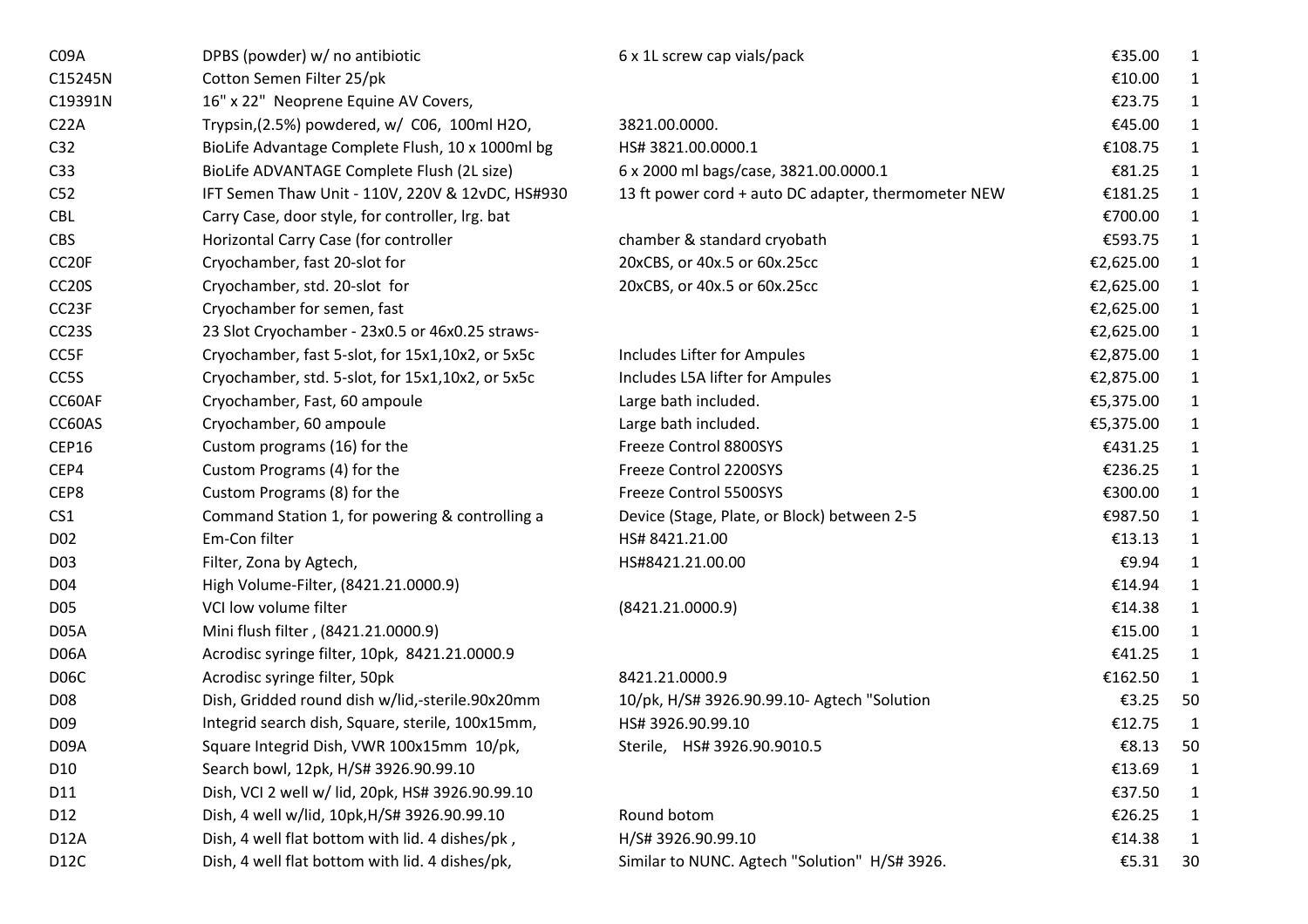| | | | | |
|---|---|---|---|---|
| C09A | DPBS (powder) w/ no antibiotic | 6 x 1L screw cap vials/pack | €35.00 | 1 |
| C15245N | Cotton Semen Filter 25/pk | | €10.00 | 1 |
| C19391N | 16" x 22" Neoprene Equine AV Covers, | | €23.75 | 1 |
| C22A | Trypsin,(2.5%) powdered, w/ C06, 100ml H2O, | 3821.00.0000. | €45.00 | 1 |
| C32 | BioLife Advantage Complete Flush, 10 x 1000ml bg | HS# 3821.00.0000.1 | €108.75 | 1 |
| C33 | BioLife ADVANTAGE Complete Flush (2L size) | 6 x 2000 ml bags/case, 3821.00.0000.1 | €81.25 | 1 |
| C52 | IFT Semen Thaw Unit - 110V, 220V & 12vDC, HS#930 | 13 ft power cord + auto DC adapter, thermometer NEW | €181.25 | 1 |
| CBL | Carry Case, door style, for controller, lrg. bat | | €700.00 | 1 |
| CBS | Horizontal Carry Case (for controller | chamber & standard cryobath | €593.75 | 1 |
| CC20F | Cryochamber, fast 20-slot for | 20xCBS, or 40x.5 or 60x.25cc | €2,625.00 | 1 |
| CC20S | Cryochamber, std. 20-slot for | 20xCBS, or 40x.5 or 60x.25cc | €2,625.00 | 1 |
| CC23F | Cryochamber for semen, fast | | €2,625.00 | 1 |
| CC23S | 23 Slot Cryochamber - 23x0.5 or 46x0.25 straws- | | €2,625.00 | 1 |
| CC5F | Cryochamber, fast 5-slot, for 15x1,10x2, or 5x5c | Includes Lifter for Ampules | €2,875.00 | 1 |
| CC5S | Cryochamber, std. 5-slot, for 15x1,10x2, or 5x5c | Includes L5A lifter for Ampules | €2,875.00 | 1 |
| CC60AF | Cryochamber, Fast, 60 ampoule | Large bath included. | €5,375.00 | 1 |
| CC60AS | Cryochamber, 60 ampoule | Large bath included. | €5,375.00 | 1 |
| CEP16 | Custom programs (16) for the | Freeze Control 8800SYS | €431.25 | 1 |
| CEP4 | Custom Programs (4) for the | Freeze Control 2200SYS | €236.25 | 1 |
| CEP8 | Custom Programs (8) for the | Freeze Control 5500SYS | €300.00 | 1 |
| CS1 | Command Station 1, for powering & controlling a | Device (Stage, Plate, or Block) between 2-5 | €987.50 | 1 |
| D02 | Em-Con filter | HS# 8421.21.00 | €13.13 | 1 |
| D03 | Filter, Zona by Agtech, | HS#8421.21.00.00 | €9.94 | 1 |
| D04 | High Volume-Filter, (8421.21.0000.9) | | €14.94 | 1 |
| D05 | VCI low volume filter | (8421.21.0000.9) | €14.38 | 1 |
| D05A | Mini flush filter , (8421.21.0000.9) | | €15.00 | 1 |
| D06A | Acrodisc syringe filter, 10pk, 8421.21.0000.9 | | €41.25 | 1 |
| D06C | Acrodisc syringe filter, 50pk | 8421.21.0000.9 | €162.50 | 1 |
| D08 | Dish, Gridded round dish w/lid,-sterile.90x20mm | 10/pk, H/S# 3926.90.99.10- Agtech "Solution | €3.25 | 50 |
| D09 | Integrid search dish, Square, sterile, 100x15mm, | HS# 3926.90.99.10 | €12.75 | 1 |
| D09A | Square Integrid Dish, VWR 100x15mm 10/pk, | Sterile, HS# 3926.90.9010.5 | €8.13 | 50 |
| D10 | Search bowl, 12pk, H/S# 3926.90.99.10 | | €13.69 | 1 |
| D11 | Dish, VCI 2 well w/ lid, 20pk, HS# 3926.90.99.10 | | €37.50 | 1 |
| D12 | Dish, 4 well w/lid, 10pk,H/S# 3926.90.99.10 | Round botom | €26.25 | 1 |
| D12A | Dish, 4 well flat bottom with lid. 4 dishes/pk , | H/S# 3926.90.99.10 | €14.38 | 1 |
| D12C | Dish, 4 well flat bottom with lid. 4 dishes/pk, | Similar to NUNC. Agtech "Solution" H/S# 3926. | €5.31 | 30 |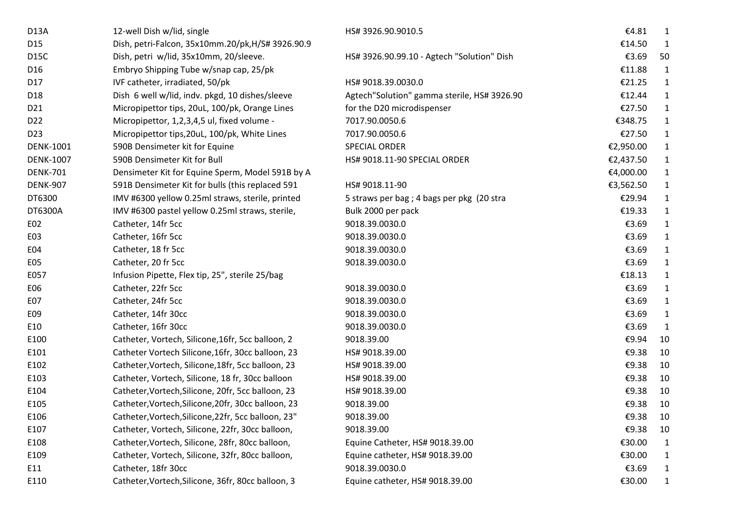| | | | | |
|---|---|---|---|---|
| D13A | 12-well Dish w/lid, single | HS# 3926.90.9010.5 | €4.81 | 1 |
| D15 | Dish, petri-Falcon, 35x10mm.20/pk,H/S# 3926.90.9 | | €14.50 | 1 |
| D15C | Dish, petri w/lid, 35x10mm, 20/sleeve. | HS# 3926.90.99.10 - Agtech "Solution" Dish | €3.69 | 50 |
| D16 | Embryo Shipping Tube w/snap cap, 25/pk | | €11.88 | 1 |
| D17 | IVF catheter, irradiated, 50/pk | HS# 9018.39.0030.0 | €21.25 | 1 |
| D18 | Dish 6 well w/lid, indv. pkgd, 10 dishes/sleeve | Agtech"Solution" gamma sterile, HS# 3926.90 | €12.44 | 1 |
| D21 | Micropipettor tips, 20uL, 100/pk, Orange Lines | for the D20 microdispenser | €27.50 | 1 |
| D22 | Micropipettor, 1,2,3,4,5 ul, fixed volume - | 7017.90.0050.6 | €348.75 | 1 |
| D23 | Micropipettor tips,20uL, 100/pk, White Lines | 7017.90.0050.6 | €27.50 | 1 |
| DENK-1001 | 590B Densimeter kit for Equine | SPECIAL ORDER | €2,950.00 | 1 |
| DENK-1007 | 590B Densimeter Kit for Bull | HS# 9018.11-90 SPECIAL ORDER | €2,437.50 | 1 |
| DENK-701 | Densimeter Kit for Equine Sperm, Model 591B by A | | €4,000.00 | 1 |
| DENK-907 | 591B Densimeter Kit for bulls (this replaced 591 | HS# 9018.11-90 | €3,562.50 | 1 |
| DT6300 | IMV #6300 yellow 0.25ml straws, sterile, printed | 5 straws per bag ; 4 bags per pkg (20 stra | €29.94 | 1 |
| DT6300A | IMV #6300 pastel yellow 0.25ml straws, sterile, | Bulk 2000 per pack | €19.33 | 1 |
| E02 | Catheter, 14fr 5cc | 9018.39.0030.0 | €3.69 | 1 |
| E03 | Catheter, 16fr 5cc | 9018.39.0030.0 | €3.69 | 1 |
| E04 | Catheter, 18 fr 5cc | 9018.39.0030.0 | €3.69 | 1 |
| E05 | Catheter, 20 fr 5cc | 9018.39.0030.0 | €3.69 | 1 |
| E057 | Infusion Pipette, Flex tip, 25", sterile 25/bag | | €18.13 | 1 |
| E06 | Catheter, 22fr 5cc | 9018.39.0030.0 | €3.69 | 1 |
| E07 | Catheter, 24fr 5cc | 9018.39.0030.0 | €3.69 | 1 |
| E09 | Catheter, 14fr 30cc | 9018.39.0030.0 | €3.69 | 1 |
| E10 | Catheter, 16fr 30cc | 9018.39.0030.0 | €3.69 | 1 |
| E100 | Catheter, Vortech, Silicone,16fr, 5cc balloon, 2 | 9018.39.00 | €9.94 | 10 |
| E101 | Catheter Vortech Silicone,16fr, 30cc balloon, 23 | HS# 9018.39.00 | €9.38 | 10 |
| E102 | Catheter,Vortech, Silicone,18fr, 5cc balloon, 23 | HS# 9018.39.00 | €9.38 | 10 |
| E103 | Catheter, Vortech, Silicone, 18 fr, 30cc balloon | HS# 9018.39.00 | €9.38 | 10 |
| E104 | Catheter,Vortech,Silicone, 20fr, 5cc balloon, 23 | HS# 9018.39.00 | €9.38 | 10 |
| E105 | Catheter,Vortech,Silicone,20fr, 30cc balloon, 23 | 9018.39.00 | €9.38 | 10 |
| E106 | Catheter,Vortech,Silicone,22fr, 5cc balloon, 23" | 9018.39.00 | €9.38 | 10 |
| E107 | Catheter, Vortech, Silicone, 22fr, 30cc balloon, | 9018.39.00 | €9.38 | 10 |
| E108 | Catheter,Vortech, Silicone, 28fr, 80cc balloon, | Equine Catheter, HS# 9018.39.00 | €30.00 | 1 |
| E109 | Catheter, Vortech, Silicone, 32fr, 80cc balloon, | Equine catheter, HS# 9018.39.00 | €30.00 | 1 |
| E11 | Catheter, 18fr 30cc | 9018.39.0030.0 | €3.69 | 1 |
| E110 | Catheter,Vortech,Silicone, 36fr, 80cc balloon, 3 | Equine catheter, HS# 9018.39.00 | €30.00 | 1 |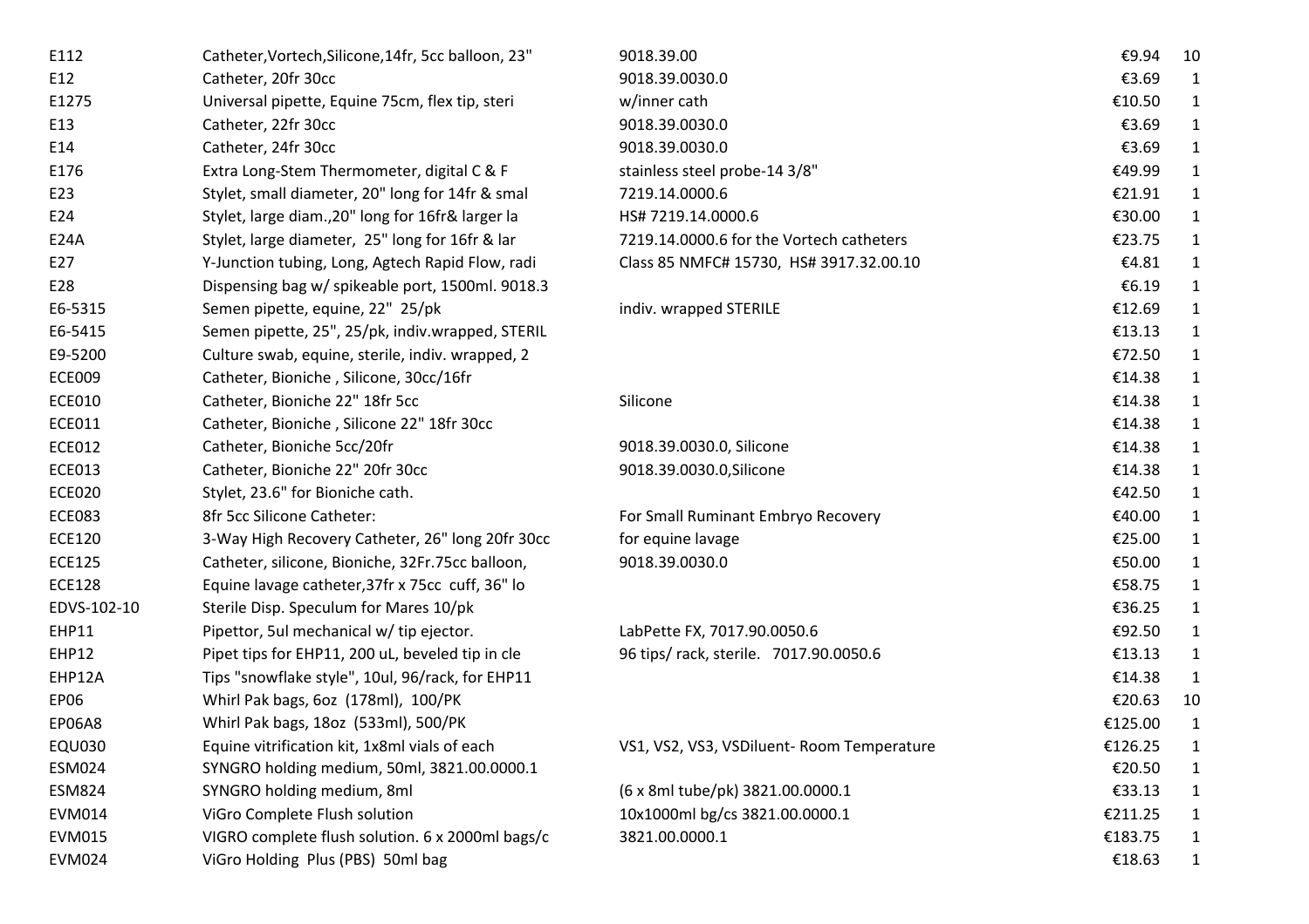| | | | | |
|---|---|---|---|---|
| E112 | Catheter,Vortech,Silicone,14fr, 5cc balloon, 23" | 9018.39.00 | €9.94 | 10 |
| E12 | Catheter, 20fr 30cc | 9018.39.0030.0 | €3.69 | 1 |
| E1275 | Universal pipette, Equine 75cm, flex tip, steri | w/inner cath | €10.50 | 1 |
| E13 | Catheter, 22fr 30cc | 9018.39.0030.0 | €3.69 | 1 |
| E14 | Catheter, 24fr 30cc | 9018.39.0030.0 | €3.69 | 1 |
| E176 | Extra Long-Stem Thermometer, digital C & F | stainless steel probe-14 3/8" | €49.99 | 1 |
| E23 | Stylet, small diameter, 20" long for 14fr & smal | 7219.14.0000.6 | €21.91 | 1 |
| E24 | Stylet, large diam.,20" long for 16fr& larger la | HS# 7219.14.0000.6 | €30.00 | 1 |
| E24A | Stylet, large diameter, 25" long for 16fr & lar | 7219.14.0000.6 for the Vortech catheters | €23.75 | 1 |
| E27 | Y-Junction tubing, Long, Agtech Rapid Flow, radi | Class 85 NMFC# 15730, HS# 3917.32.00.10 | €4.81 | 1 |
| E28 | Dispensing bag w/ spikeable port, 1500ml. 9018.3 | | €6.19 | 1 |
| E6-5315 | Semen pipette, equine, 22" 25/pk | indiv. wrapped STERILE | €12.69 | 1 |
| E6-5415 | Semen pipette, 25", 25/pk, indiv.wrapped, STERIL | | €13.13 | 1 |
| E9-5200 | Culture swab, equine, sterile, indiv. wrapped, 2 | | €72.50 | 1 |
| ECE009 | Catheter, Bioniche , Silicone, 30cc/16fr | | €14.38 | 1 |
| ECE010 | Catheter, Bioniche 22" 18fr 5cc | Silicone | €14.38 | 1 |
| ECE011 | Catheter, Bioniche , Silicone 22" 18fr 30cc | | €14.38 | 1 |
| ECE012 | Catheter, Bioniche 5cc/20fr | 9018.39.0030.0, Silicone | €14.38 | 1 |
| ECE013 | Catheter, Bioniche 22" 20fr 30cc | 9018.39.0030.0,Silicone | €14.38 | 1 |
| ECE020 | Stylet, 23.6" for Bioniche cath. | | €42.50 | 1 |
| ECE083 | 8fr 5cc Silicone Catheter: | For Small Ruminant Embryo Recovery | €40.00 | 1 |
| ECE120 | 3-Way High Recovery Catheter, 26" long 20fr 30cc | for equine lavage | €25.00 | 1 |
| ECE125 | Catheter, silicone, Bioniche, 32Fr.75cc balloon, | 9018.39.0030.0 | €50.00 | 1 |
| ECE128 | Equine lavage catheter,37fr x 75cc cuff, 36" lo | | €58.75 | 1 |
| EDVS-102-10 | Sterile Disp. Speculum for Mares 10/pk | | €36.25 | 1 |
| EHP11 | Pipettor, 5ul mechanical w/ tip ejector. | LabPette FX, 7017.90.0050.6 | €92.50 | 1 |
| EHP12 | Pipet tips for EHP11, 200 uL, beveled tip in cle | 96 tips/ rack, sterile. 7017.90.0050.6 | €13.13 | 1 |
| EHP12A | Tips "snowflake style", 10ul, 96/rack, for EHP11 | | €14.38 | 1 |
| EP06 | Whirl Pak bags, 6oz (178ml), 100/PK | | €20.63 | 10 |
| EP06A8 | Whirl Pak bags, 18oz (533ml), 500/PK | | €125.00 | 1 |
| EQU030 | Equine vitrification kit, 1x8ml vials of each | VS1, VS2, VS3, VSDiluent- Room Temperature | €126.25 | 1 |
| ESM024 | SYNGRO holding medium, 50ml, 3821.00.0000.1 | | €20.50 | 1 |
| ESM824 | SYNGRO holding medium, 8ml | (6 x 8ml tube/pk) 3821.00.0000.1 | €33.13 | 1 |
| EVM014 | ViGro Complete Flush solution | 10x1000ml bg/cs 3821.00.0000.1 | €211.25 | 1 |
| EVM015 | VIGRO complete flush solution. 6 x 2000ml bags/c | 3821.00.0000.1 | €183.75 | 1 |
| EVM024 | ViGro Holding Plus (PBS) 50ml bag | | €18.63 | 1 |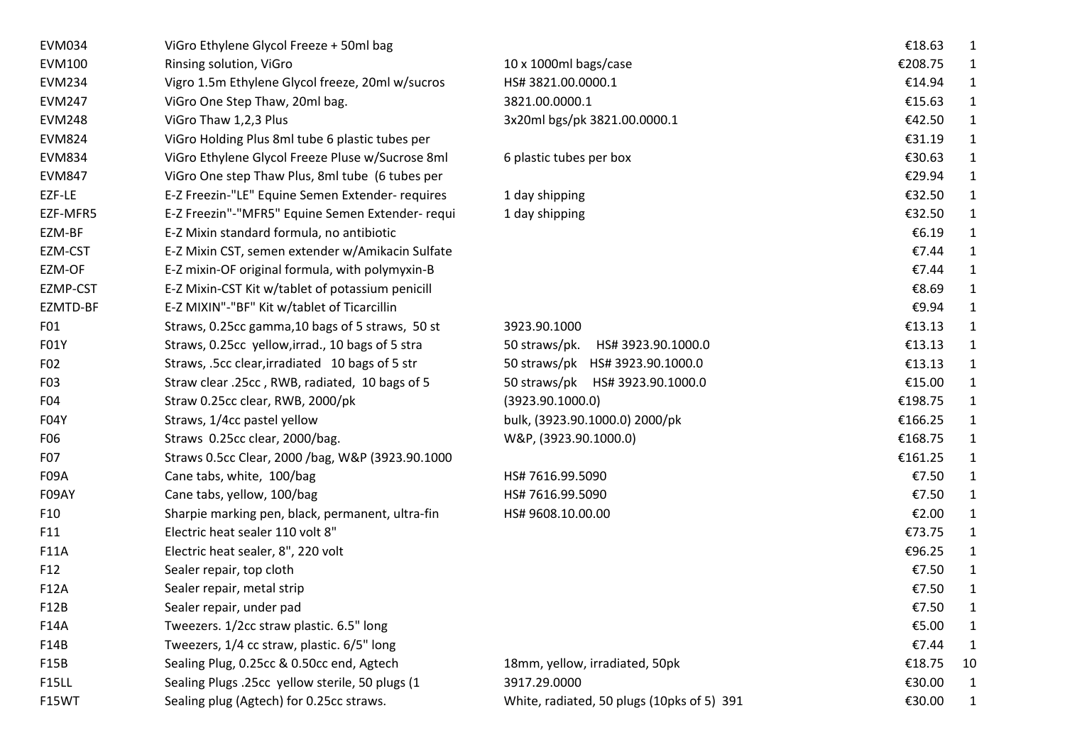| | | | | |
|---|---|---|---|---|
| EVM034 | ViGro Ethylene Glycol Freeze + 50ml bag | | €18.63 | 1 |
| EVM100 | Rinsing solution, ViGro | 10 x 1000ml bags/case | €208.75 | 1 |
| EVM234 | Vigro 1.5m Ethylene Glycol freeze, 20ml w/sucros | HS# 3821.00.0000.1 | €14.94 | 1 |
| EVM247 | ViGro One Step Thaw, 20ml bag. | 3821.00.0000.1 | €15.63 | 1 |
| EVM248 | ViGro Thaw 1,2,3 Plus | 3x20ml bgs/pk 3821.00.0000.1 | €42.50 | 1 |
| EVM824 | ViGro Holding Plus 8ml tube 6 plastic tubes per | | €31.19 | 1 |
| EVM834 | ViGro Ethylene Glycol Freeze Pluse w/Sucrose 8ml | 6 plastic tubes per box | €30.63 | 1 |
| EVM847 | ViGro One step Thaw Plus, 8ml tube (6 tubes per | | €29.94 | 1 |
| EZF-LE | E-Z Freezin-"LE" Equine Semen Extender- requires | 1 day shipping | €32.50 | 1 |
| EZF-MFR5 | E-Z Freezin"-"MFR5" Equine Semen Extender- requi | 1 day shipping | €32.50 | 1 |
| EZM-BF | E-Z Mixin standard formula, no antibiotic | | €6.19 | 1 |
| EZM-CST | E-Z Mixin CST, semen extender w/Amikacin Sulfate | | €7.44 | 1 |
| EZM-OF | E-Z mixin-OF original formula, with polymyxin-B | | €7.44 | 1 |
| EZMP-CST | E-Z Mixin-CST Kit w/tablet of potassium penicill | | €8.69 | 1 |
| EZMTD-BF | E-Z MIXIN"-"BF" Kit w/tablet of Ticarcillin | | €9.94 | 1 |
| F01 | Straws, 0.25cc gamma,10 bags of 5 straws, 50 st | 3923.90.1000 | €13.13 | 1 |
| F01Y | Straws, 0.25cc yellow,irrad., 10 bags of 5 stra | 50 straws/pk. HS# 3923.90.1000.0 | €13.13 | 1 |
| F02 | Straws, .5cc clear,irradiated 10 bags of 5 str | 50 straws/pk HS# 3923.90.1000.0 | €13.13 | 1 |
| F03 | Straw clear .25cc , RWB, radiated, 10 bags of 5 | 50 straws/pk HS# 3923.90.1000.0 | €15.00 | 1 |
| F04 | Straw 0.25cc clear, RWB, 2000/pk | (3923.90.1000.0) | €198.75 | 1 |
| F04Y | Straws, 1/4cc pastel yellow | bulk, (3923.90.1000.0) 2000/pk | €166.25 | 1 |
| F06 | Straws 0.25cc clear, 2000/bag. | W&P, (3923.90.1000.0) | €168.75 | 1 |
| F07 | Straws 0.5cc Clear, 2000 /bag, W&P (3923.90.1000 | | €161.25 | 1 |
| F09A | Cane tabs, white, 100/bag | HS# 7616.99.5090 | €7.50 | 1 |
| F09AY | Cane tabs, yellow, 100/bag | HS# 7616.99.5090 | €7.50 | 1 |
| F10 | Sharpie marking pen, black, permanent, ultra-fin | HS# 9608.10.00.00 | €2.00 | 1 |
| F11 | Electric heat sealer 110 volt 8" | | €73.75 | 1 |
| F11A | Electric heat sealer, 8", 220 volt | | €96.25 | 1 |
| F12 | Sealer repair, top cloth | | €7.50 | 1 |
| F12A | Sealer repair, metal strip | | €7.50 | 1 |
| F12B | Sealer repair, under pad | | €7.50 | 1 |
| F14A | Tweezers. 1/2cc straw plastic. 6.5" long | | €5.00 | 1 |
| F14B | Tweezers, 1/4 cc straw, plastic. 6/5" long | | €7.44 | 1 |
| F15B | Sealing Plug, 0.25cc & 0.50cc end, Agtech | 18mm, yellow, irradiated, 50pk | €18.75 | 10 |
| F15LL | Sealing Plugs .25cc yellow sterile, 50 plugs (1 | 3917.29.0000 | €30.00 | 1 |
| F15WT | Sealing plug (Agtech) for 0.25cc straws. | White, radiated, 50 plugs (10pks of 5) 391 | €30.00 | 1 |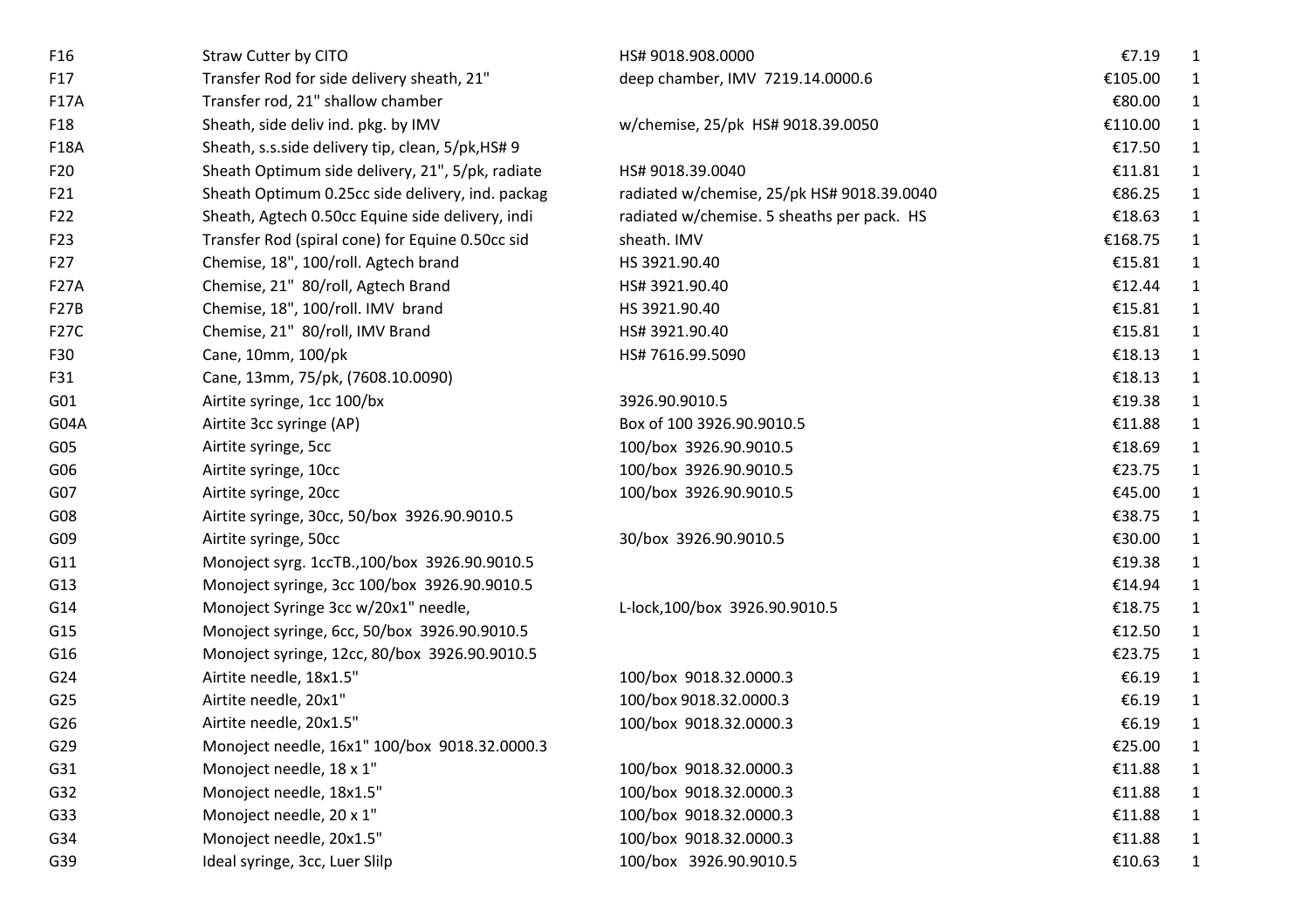| | | | | |
|---|---|---|---|---|
| F16 | Straw Cutter by CITO | HS# 9018.908.0000 | €7.19 | 1 |
| F17 | Transfer Rod for side delivery sheath, 21" | deep chamber, IMV 7219.14.0000.6 | €105.00 | 1 |
| F17A | Transfer rod, 21" shallow chamber | | €80.00 | 1 |
| F18 | Sheath, side deliv ind. pkg. by IMV | w/chemise, 25/pk HS# 9018.39.0050 | €110.00 | 1 |
| F18A | Sheath, s.s.side delivery tip, clean, 5/pk,HS# 9 | | €17.50 | 1 |
| F20 | Sheath Optimum side delivery, 21", 5/pk, radiate | HS# 9018.39.0040 | €11.81 | 1 |
| F21 | Sheath Optimum 0.25cc side delivery, ind. packag | radiated w/chemise, 25/pk HS# 9018.39.0040 | €86.25 | 1 |
| F22 | Sheath, Agtech 0.50cc Equine side delivery, indi | radiated w/chemise. 5 sheaths per pack. HS | €18.63 | 1 |
| F23 | Transfer Rod (spiral cone) for Equine 0.50cc sid | sheath. IMV | €168.75 | 1 |
| F27 | Chemise, 18", 100/roll. Agtech brand | HS 3921.90.40 | €15.81 | 1 |
| F27A | Chemise, 21" 80/roll, Agtech Brand | HS# 3921.90.40 | €12.44 | 1 |
| F27B | Chemise, 18", 100/roll. IMV brand | HS 3921.90.40 | €15.81 | 1 |
| F27C | Chemise, 21" 80/roll, IMV Brand | HS# 3921.90.40 | €15.81 | 1 |
| F30 | Cane, 10mm, 100/pk | HS# 7616.99.5090 | €18.13 | 1 |
| F31 | Cane, 13mm, 75/pk, (7608.10.0090) | | €18.13 | 1 |
| G01 | Airtite syringe, 1cc 100/bx | 3926.90.9010.5 | €19.38 | 1 |
| G04A | Airtite 3cc syringe (AP) | Box of 100 3926.90.9010.5 | €11.88 | 1 |
| G05 | Airtite syringe, 5cc | 100/box 3926.90.9010.5 | €18.69 | 1 |
| G06 | Airtite syringe, 10cc | 100/box 3926.90.9010.5 | €23.75 | 1 |
| G07 | Airtite syringe, 20cc | 100/box 3926.90.9010.5 | €45.00 | 1 |
| G08 | Airtite syringe, 30cc, 50/box 3926.90.9010.5 | | €38.75 | 1 |
| G09 | Airtite syringe, 50cc | 30/box 3926.90.9010.5 | €30.00 | 1 |
| G11 | Monoject syrg. 1ccTB.,100/box 3926.90.9010.5 | | €19.38 | 1 |
| G13 | Monoject syringe, 3cc 100/box 3926.90.9010.5 | | €14.94 | 1 |
| G14 | Monoject Syringe 3cc w/20x1" needle, | L-lock,100/box 3926.90.9010.5 | €18.75 | 1 |
| G15 | Monoject syringe, 6cc, 50/box 3926.90.9010.5 | | €12.50 | 1 |
| G16 | Monoject syringe, 12cc, 80/box 3926.90.9010.5 | | €23.75 | 1 |
| G24 | Airtite needle, 18x1.5" | 100/box 9018.32.0000.3 | €6.19 | 1 |
| G25 | Airtite needle, 20x1" | 100/box 9018.32.0000.3 | €6.19 | 1 |
| G26 | Airtite needle, 20x1.5" | 100/box 9018.32.0000.3 | €6.19 | 1 |
| G29 | Monoject needle, 16x1" 100/box 9018.32.0000.3 | | €25.00 | 1 |
| G31 | Monoject needle, 18 x 1" | 100/box 9018.32.0000.3 | €11.88 | 1 |
| G32 | Monoject needle, 18x1.5" | 100/box 9018.32.0000.3 | €11.88 | 1 |
| G33 | Monoject needle, 20 x 1" | 100/box 9018.32.0000.3 | €11.88 | 1 |
| G34 | Monoject needle, 20x1.5" | 100/box 9018.32.0000.3 | €11.88 | 1 |
| G39 | Ideal syringe, 3cc, Luer Slilp | 100/box 3926.90.9010.5 | €10.63 | 1 |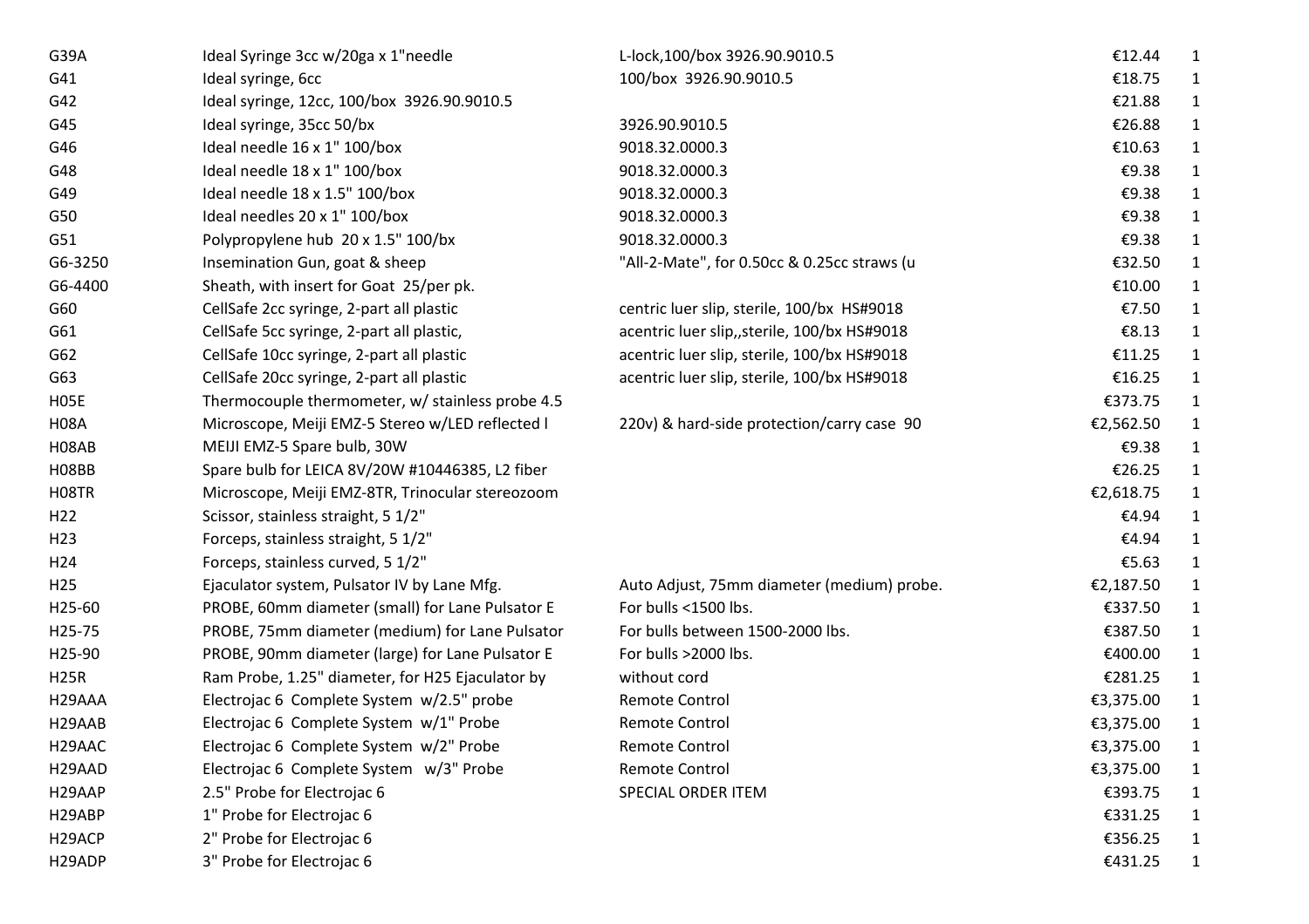| | | | | |
|---|---|---|---|---|
| G39A | Ideal Syringe 3cc w/20ga x 1"needle | L-lock,100/box 3926.90.9010.5 | €12.44 | 1 |
| G41 | Ideal syringe, 6cc | 100/box 3926.90.9010.5 | €18.75 | 1 |
| G42 | Ideal syringe, 12cc, 100/box 3926.90.9010.5 | | €21.88 | 1 |
| G45 | Ideal syringe, 35cc 50/bx | 3926.90.9010.5 | €26.88 | 1 |
| G46 | Ideal needle 16 x 1" 100/box | 9018.32.0000.3 | €10.63 | 1 |
| G48 | Ideal needle 18 x 1" 100/box | 9018.32.0000.3 | €9.38 | 1 |
| G49 | Ideal needle 18 x 1.5" 100/box | 9018.32.0000.3 | €9.38 | 1 |
| G50 | Ideal needles 20 x 1" 100/box | 9018.32.0000.3 | €9.38 | 1 |
| G51 | Polypropylene hub 20 x 1.5" 100/bx | 9018.32.0000.3 | €9.38 | 1 |
| G6-3250 | Insemination Gun, goat & sheep | "All-2-Mate", for 0.50cc & 0.25cc straws (u | €32.50 | 1 |
| G6-4400 | Sheath, with insert for Goat 25/per pk. | | €10.00 | 1 |
| G60 | CellSafe 2cc syringe, 2-part all plastic | centric luer slip, sterile, 100/bx HS#9018 | €7.50 | 1 |
| G61 | CellSafe 5cc syringe, 2-part all plastic, | acentric luer slip,,sterile, 100/bx HS#9018 | €8.13 | 1 |
| G62 | CellSafe 10cc syringe, 2-part all plastic | acentric luer slip, sterile, 100/bx HS#9018 | €11.25 | 1 |
| G63 | CellSafe 20cc syringe, 2-part all plastic | acentric luer slip, sterile, 100/bx HS#9018 | €16.25 | 1 |
| H05E | Thermocouple thermometer, w/ stainless probe 4.5 | | €373.75 | 1 |
| H08A | Microscope, Meiji EMZ-5 Stereo w/LED reflected l | 220v) & hard-side protection/carry case 90 | €2,562.50 | 1 |
| H08AB | MEIJI EMZ-5 Spare bulb, 30W | | €9.38 | 1 |
| H08BB | Spare bulb for LEICA 8V/20W #10446385, L2 fiber | | €26.25 | 1 |
| H08TR | Microscope, Meiji EMZ-8TR, Trinocular stereozoom | | €2,618.75 | 1 |
| H22 | Scissor, stainless straight, 5 1/2" | | €4.94 | 1 |
| H23 | Forceps, stainless straight, 5 1/2" | | €4.94 | 1 |
| H24 | Forceps, stainless curved, 5 1/2" | | €5.63 | 1 |
| H25 | Ejaculator system, Pulsator IV by Lane Mfg. | Auto Adjust, 75mm diameter (medium) probe. | €2,187.50 | 1 |
| H25-60 | PROBE, 60mm diameter (small) for Lane Pulsator E | For bulls <1500 lbs. | €337.50 | 1 |
| H25-75 | PROBE, 75mm diameter (medium) for Lane Pulsator | For bulls between 1500-2000 lbs. | €387.50 | 1 |
| H25-90 | PROBE, 90mm diameter (large) for Lane Pulsator E | For bulls >2000 lbs. | €400.00 | 1 |
| H25R | Ram Probe, 1.25" diameter, for H25 Ejaculator by | without cord | €281.25 | 1 |
| H29AAA | Electrojac 6 Complete System w/2.5" probe | Remote Control | €3,375.00 | 1 |
| H29AAB | Electrojac 6 Complete System w/1" Probe | Remote Control | €3,375.00 | 1 |
| H29AAC | Electrojac 6 Complete System w/2" Probe | Remote Control | €3,375.00 | 1 |
| H29AAD | Electrojac 6 Complete System w/3" Probe | Remote Control | €3,375.00 | 1 |
| H29AAP | 2.5" Probe for Electrojac 6 | SPECIAL ORDER ITEM | €393.75 | 1 |
| H29ABP | 1" Probe for Electrojac 6 | | €331.25 | 1 |
| H29ACP | 2" Probe for Electrojac 6 | | €356.25 | 1 |
| H29ADP | 3" Probe for Electrojac 6 | | €431.25 | 1 |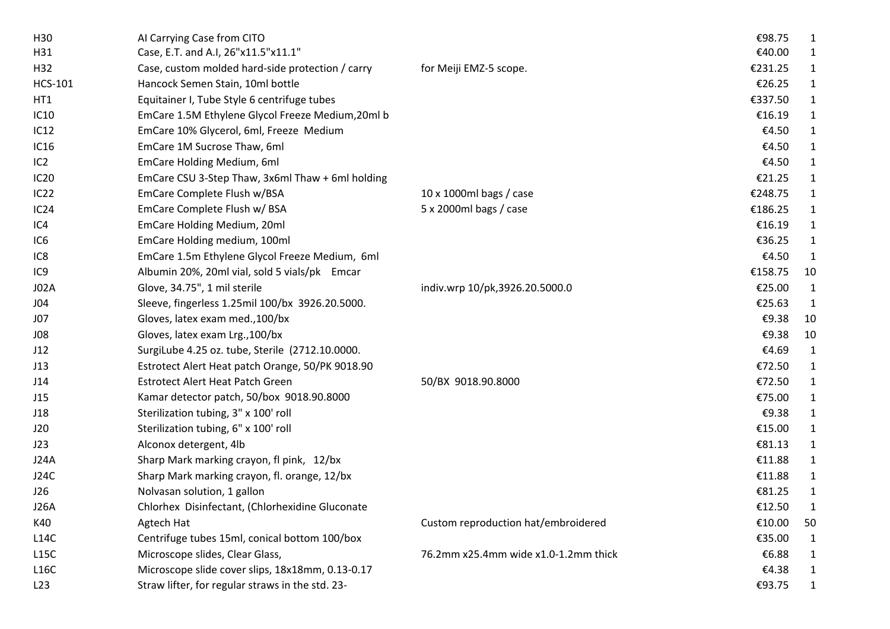| | | | | |
|---|---|---|---|---|
| H30 | AI Carrying Case from CITO | | €98.75 | 1 |
| H31 | Case, E.T. and A.I, 26"x11.5"x11.1" | | €40.00 | 1 |
| H32 | Case, custom molded hard-side protection / carry | for Meiji EMZ-5 scope. | €231.25 | 1 |
| HCS-101 | Hancock Semen Stain, 10ml bottle | | €26.25 | 1 |
| HT1 | Equitainer I, Tube Style 6 centrifuge tubes | | €337.50 | 1 |
| IC10 | EmCare 1.5M Ethylene Glycol Freeze Medium,20ml b | | €16.19 | 1 |
| IC12 | EmCare 10% Glycerol, 6ml, Freeze Medium | | €4.50 | 1 |
| IC16 | EmCare 1M Sucrose Thaw, 6ml | | €4.50 | 1 |
| IC2 | EmCare Holding Medium, 6ml | | €4.50 | 1 |
| IC20 | EmCare CSU 3-Step Thaw, 3x6ml Thaw + 6ml holding | | €21.25 | 1 |
| IC22 | EmCare Complete Flush w/BSA | 10 x 1000ml bags / case | €248.75 | 1 |
| IC24 | EmCare Complete Flush w/ BSA | 5 x 2000ml bags / case | €186.25 | 1 |
| IC4 | EmCare Holding Medium, 20ml | | €16.19 | 1 |
| IC6 | EmCare Holding medium, 100ml | | €36.25 | 1 |
| IC8 | EmCare 1.5m Ethylene Glycol Freeze Medium, 6ml | | €4.50 | 1 |
| IC9 | Albumin 20%, 20ml vial, sold 5 vials/pk Emcar | | €158.75 | 10 |
| J02A | Glove, 34.75", 1 mil sterile | indiv.wrp 10/pk,3926.20.5000.0 | €25.00 | 1 |
| J04 | Sleeve, fingerless 1.25mil 100/bx 3926.20.5000. | | €25.63 | 1 |
| J07 | Gloves, latex exam med.,100/bx | | €9.38 | 10 |
| J08 | Gloves, latex exam Lrg.,100/bx | | €9.38 | 10 |
| J12 | SurgiLube 4.25 oz. tube, Sterile (2712.10.0000. | | €4.69 | 1 |
| J13 | Estrotect Alert Heat patch Orange, 50/PK 9018.90 | | €72.50 | 1 |
| J14 | Estrotect Alert Heat Patch Green | 50/BX 9018.90.8000 | €72.50 | 1 |
| J15 | Kamar detector patch, 50/box 9018.90.8000 | | €75.00 | 1 |
| J18 | Sterilization tubing, 3" x 100' roll | | €9.38 | 1 |
| J20 | Sterilization tubing, 6" x 100' roll | | €15.00 | 1 |
| J23 | Alconox detergent, 4lb | | €81.13 | 1 |
| J24A | Sharp Mark marking crayon, fl pink, 12/bx | | €11.88 | 1 |
| J24C | Sharp Mark marking crayon, fl. orange, 12/bx | | €11.88 | 1 |
| J26 | Nolvasan solution, 1 gallon | | €81.25 | 1 |
| J26A | Chlorhex Disinfectant, (Chlorhexidine Gluconate | | €12.50 | 1 |
| K40 | Agtech Hat | Custom reproduction hat/embroidered | €10.00 | 50 |
| L14C | Centrifuge tubes 15ml, conical bottom 100/box | | €35.00 | 1 |
| L15C | Microscope slides, Clear Glass, | 76.2mm x25.4mm wide x1.0-1.2mm thick | €6.88 | 1 |
| L16C | Microscope slide cover slips, 18x18mm, 0.13-0.17 | | €4.38 | 1 |
| L23 | Straw lifter, for regular straws in the std. 23- | | €93.75 | 1 |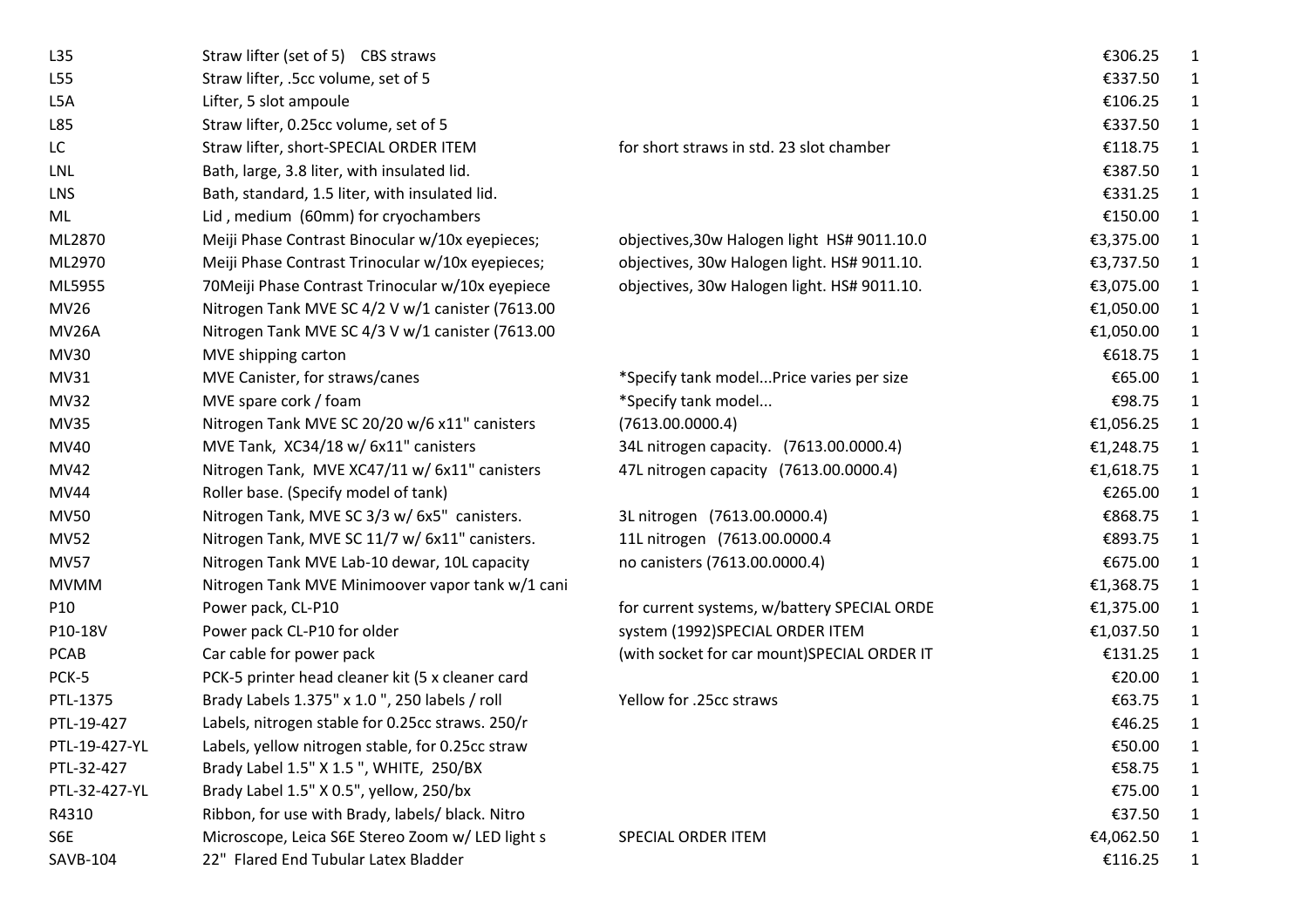| | | | | |
|---|---|---|---|---|
| L35 | Straw lifter (set of 5)   CBS straws | | €306.25 | 1 |
| L55 | Straw lifter, .5cc volume, set of 5 | | €337.50 | 1 |
| L5A | Lifter, 5 slot ampoule | | €106.25 | 1 |
| L85 | Straw lifter, 0.25cc volume, set of 5 | | €337.50 | 1 |
| LC | Straw lifter, short-SPECIAL ORDER ITEM | for short straws in std. 23 slot chamber | €118.75 | 1 |
| LNL | Bath, large, 3.8 liter, with insulated lid. | | €387.50 | 1 |
| LNS | Bath, standard, 1.5 liter, with insulated lid. | | €331.25 | 1 |
| ML | Lid , medium  (60mm) for cryochambers | | €150.00 | 1 |
| ML2870 | Meiji Phase Contrast Binocular w/10x eyepieces; | objectives,30w Halogen light  HS# 9011.10.0 | €3,375.00 | 1 |
| ML2970 | Meiji Phase Contrast Trinocular w/10x eyepieces; | objectives, 30w Halogen light. HS# 9011.10. | €3,737.50 | 1 |
| ML5955 | 70Meiji Phase Contrast Trinocular w/10x eyepiece | objectives, 30w Halogen light. HS# 9011.10. | €3,075.00 | 1 |
| MV26 | Nitrogen Tank MVE SC 4/2 V w/1 canister (7613.00 | | €1,050.00 | 1 |
| MV26A | Nitrogen Tank MVE SC 4/3 V w/1 canister (7613.00 | | €1,050.00 | 1 |
| MV30 | MVE shipping carton | | €618.75 | 1 |
| MV31 | MVE Canister, for straws/canes | *Specify tank model...Price varies per size | €65.00 | 1 |
| MV32 | MVE spare cork / foam | *Specify tank model... | €98.75 | 1 |
| MV35 | Nitrogen Tank MVE SC 20/20 w/6 x11" canisters | (7613.00.0000.4) | €1,056.25 | 1 |
| MV40 | MVE Tank,  XC34/18 w/ 6x11" canisters | 34L nitrogen capacity.   (7613.00.0000.4) | €1,248.75 | 1 |
| MV42 | Nitrogen Tank,  MVE XC47/11 w/ 6x11" canisters | 47L nitrogen capacity   (7613.00.0000.4) | €1,618.75 | 1 |
| MV44 | Roller base. (Specify model of tank) | | €265.00 | 1 |
| MV50 | Nitrogen Tank, MVE SC 3/3 w/ 6x5"  canisters. | 3L nitrogen   (7613.00.0000.4) | €868.75 | 1 |
| MV52 | Nitrogen Tank, MVE SC 11/7 w/ 6x11" canisters. | 11L nitrogen   (7613.00.0000.4 | €893.75 | 1 |
| MV57 | Nitrogen Tank MVE Lab-10 dewar, 10L capacity | no canisters (7613.00.0000.4) | €675.00 | 1 |
| MVMM | Nitrogen Tank MVE Minimoover vapor tank w/1 cani | | €1,368.75 | 1 |
| P10 | Power pack, CL-P10 | for current systems, w/battery SPECIAL ORDE | €1,375.00 | 1 |
| P10-18V | Power pack CL-P10 for older | system (1992)SPECIAL ORDER ITEM | €1,037.50 | 1 |
| PCAB | Car cable for power pack | (with socket for car mount)SPECIAL ORDER IT | €131.25 | 1 |
| PCK-5 | PCK-5 printer head cleaner kit (5 x cleaner card | | €20.00 | 1 |
| PTL-1375 | Brady Labels 1.375" x 1.0 ", 250 labels / roll | Yellow for .25cc straws | €63.75 | 1 |
| PTL-19-427 | Labels, nitrogen stable for 0.25cc straws. 250/r | | €46.25 | 1 |
| PTL-19-427-YL | Labels, yellow nitrogen stable, for 0.25cc straw | | €50.00 | 1 |
| PTL-32-427 | Brady Label 1.5" X 1.5 ", WHITE,  250/BX | | €58.75 | 1 |
| PTL-32-427-YL | Brady Label 1.5" X 0.5", yellow, 250/bx | | €75.00 | 1 |
| R4310 | Ribbon, for use with Brady, labels/ black. Nitro | | €37.50 | 1 |
| S6E | Microscope, Leica S6E Stereo Zoom w/ LED light s | SPECIAL ORDER ITEM | €4,062.50 | 1 |
| SAVB-104 | 22"  Flared End Tubular Latex Bladder | | €116.25 | 1 |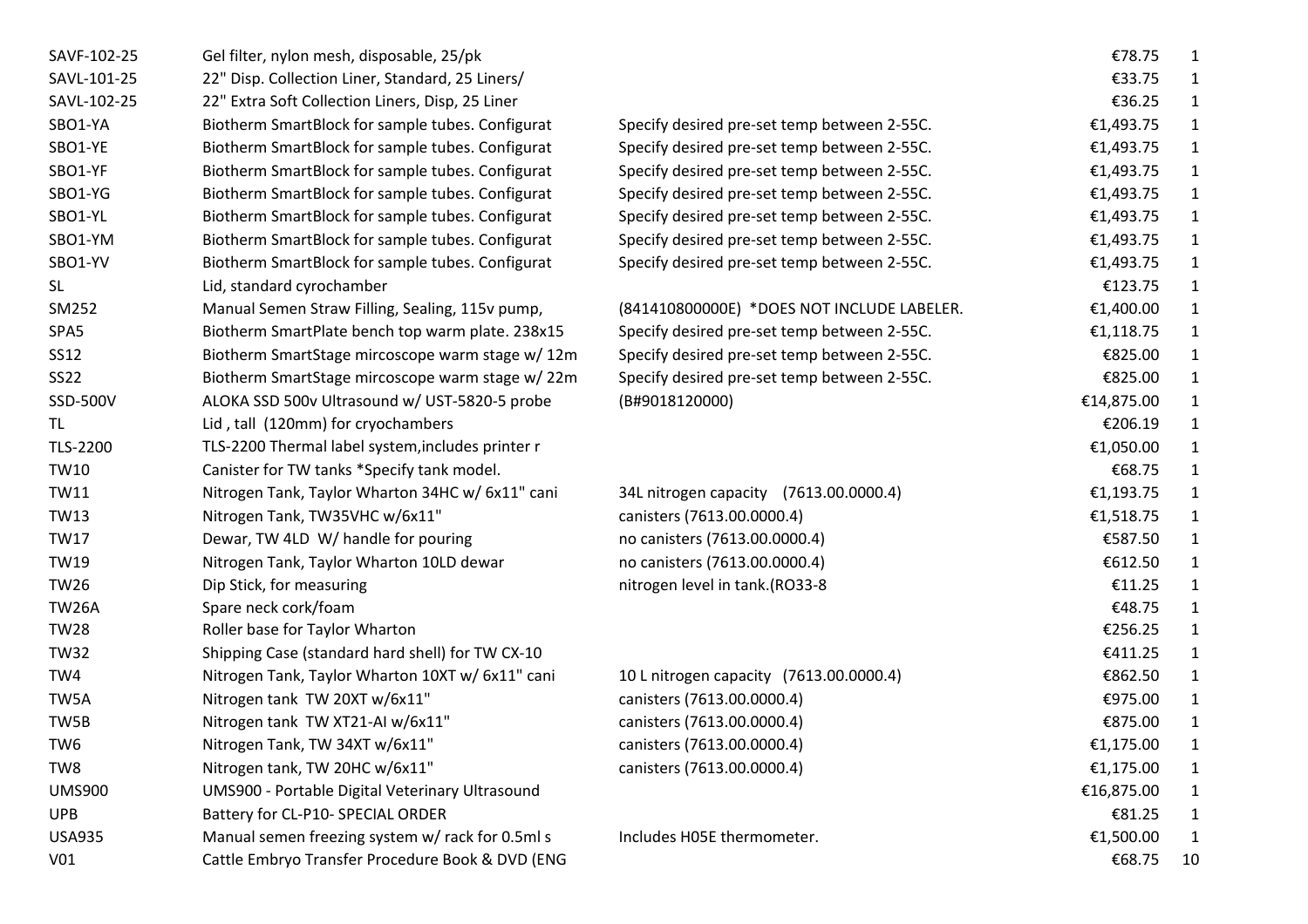| | | | | |
|---|---|---|---|---|
| SAVF-102-25 | Gel filter, nylon mesh, disposable, 25/pk | | €78.75 | 1 |
| SAVL-101-25 | 22" Disp. Collection Liner, Standard, 25 Liners/ | | €33.75 | 1 |
| SAVL-102-25 | 22" Extra Soft Collection Liners, Disp, 25 Liner | | €36.25 | 1 |
| SBO1-YA | Biotherm SmartBlock for sample tubes. Configurat | Specify desired pre-set temp between 2-55C. | €1,493.75 | 1 |
| SBO1-YE | Biotherm SmartBlock for sample tubes. Configurat | Specify desired pre-set temp between 2-55C. | €1,493.75 | 1 |
| SBO1-YF | Biotherm SmartBlock for sample tubes. Configurat | Specify desired pre-set temp between 2-55C. | €1,493.75 | 1 |
| SBO1-YG | Biotherm SmartBlock for sample tubes. Configurat | Specify desired pre-set temp between 2-55C. | €1,493.75 | 1 |
| SBO1-YL | Biotherm SmartBlock for sample tubes. Configurat | Specify desired pre-set temp between 2-55C. | €1,493.75 | 1 |
| SBO1-YM | Biotherm SmartBlock for sample tubes. Configurat | Specify desired pre-set temp between 2-55C. | €1,493.75 | 1 |
| SBO1-YV | Biotherm SmartBlock for sample tubes. Configurat | Specify desired pre-set temp between 2-55C. | €1,493.75 | 1 |
| SL | Lid, standard cyrochamber | | €123.75 | 1 |
| SM252 | Manual Semen Straw Filling, Sealing, 115v pump, | (841410800000E) *DOES NOT INCLUDE LABELER. | €1,400.00 | 1 |
| SPA5 | Biotherm SmartPlate bench top warm plate. 238x15 | Specify desired pre-set temp between 2-55C. | €1,118.75 | 1 |
| SS12 | Biotherm SmartStage mircoscope warm stage w/ 12m | Specify desired pre-set temp between 2-55C. | €825.00 | 1 |
| SS22 | Biotherm SmartStage mircoscope warm stage w/ 22m | Specify desired pre-set temp between 2-55C. | €825.00 | 1 |
| SSD-500V | ALOKA SSD 500v Ultrasound w/ UST-5820-5 probe | (B#9018120000) | €14,875.00 | 1 |
| TL | Lid , tall (120mm) for cryochambers | | €206.19 | 1 |
| TLS-2200 | TLS-2200 Thermal label system,includes printer r | | €1,050.00 | 1 |
| TW10 | Canister for TW tanks *Specify tank model. | | €68.75 | 1 |
| TW11 | Nitrogen Tank, Taylor Wharton 34HC w/ 6x11" cani | 34L nitrogen capacity (7613.00.0000.4) | €1,193.75 | 1 |
| TW13 | Nitrogen Tank, TW35VHC w/6x11" | canisters (7613.00.0000.4) | €1,518.75 | 1 |
| TW17 | Dewar, TW 4LD W/ handle for pouring | no canisters (7613.00.0000.4) | €587.50 | 1 |
| TW19 | Nitrogen Tank, Taylor Wharton 10LD dewar | no canisters (7613.00.0000.4) | €612.50 | 1 |
| TW26 | Dip Stick, for measuring | nitrogen level in tank.(RO33-8 | €11.25 | 1 |
| TW26A | Spare neck cork/foam | | €48.75 | 1 |
| TW28 | Roller base for Taylor Wharton | | €256.25 | 1 |
| TW32 | Shipping Case (standard hard shell) for TW CX-10 | | €411.25 | 1 |
| TW4 | Nitrogen Tank, Taylor Wharton 10XT w/ 6x11" cani | 10 L nitrogen capacity (7613.00.0000.4) | €862.50 | 1 |
| TW5A | Nitrogen tank TW 20XT w/6x11" | canisters (7613.00.0000.4) | €975.00 | 1 |
| TW5B | Nitrogen tank TW XT21-AI w/6x11" | canisters (7613.00.0000.4) | €875.00 | 1 |
| TW6 | Nitrogen Tank, TW 34XT w/6x11" | canisters (7613.00.0000.4) | €1,175.00 | 1 |
| TW8 | Nitrogen tank, TW 20HC w/6x11" | canisters (7613.00.0000.4) | €1,175.00 | 1 |
| UMS900 | UMS900 - Portable Digital Veterinary Ultrasound | | €16,875.00 | 1 |
| UPB | Battery for CL-P10- SPECIAL ORDER | | €81.25 | 1 |
| USA935 | Manual semen freezing system w/ rack for 0.5ml s | Includes H05E thermometer. | €1,500.00 | 1 |
| V01 | Cattle Embryo Transfer Procedure Book & DVD (ENG | | €68.75 | 10 |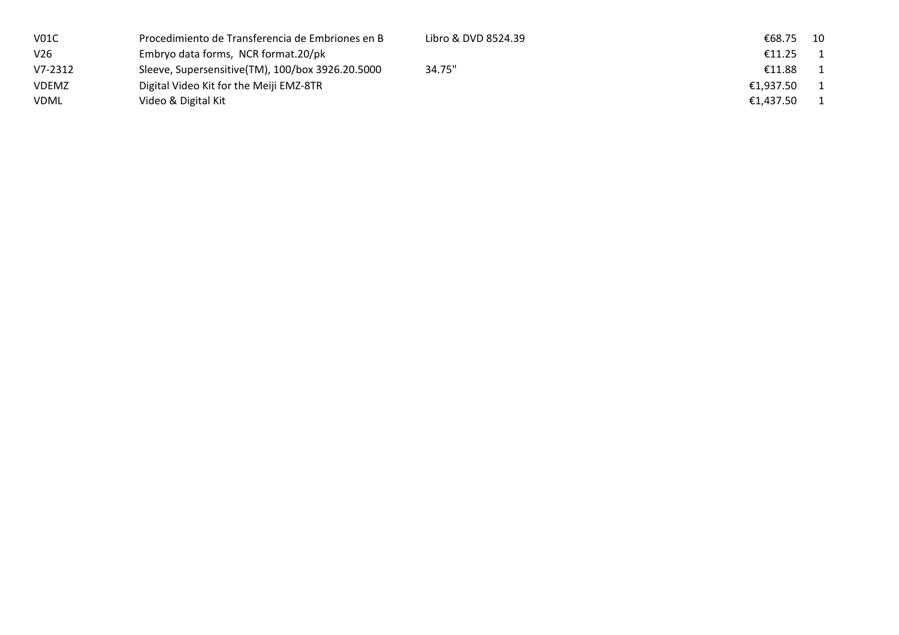| | | | | |
|---|---|---|---|---|
| V01C | Procedimiento de Transferencia de Embriones en B | Libro & DVD 8524.39 | €68.75 | 10 |
| V26 | Embryo data forms, NCR format.20/pk | | €11.25 | 1 |
| V7-2312 | Sleeve, Supersensitive(TM), 100/box 3926.20.5000 | 34.75" | €11.88 | 1 |
| VDEMZ | Digital Video Kit for the Meiji EMZ-8TR | | €1,937.50 | 1 |
| VDML | Video & Digital Kit | | €1,437.50 | 1 |